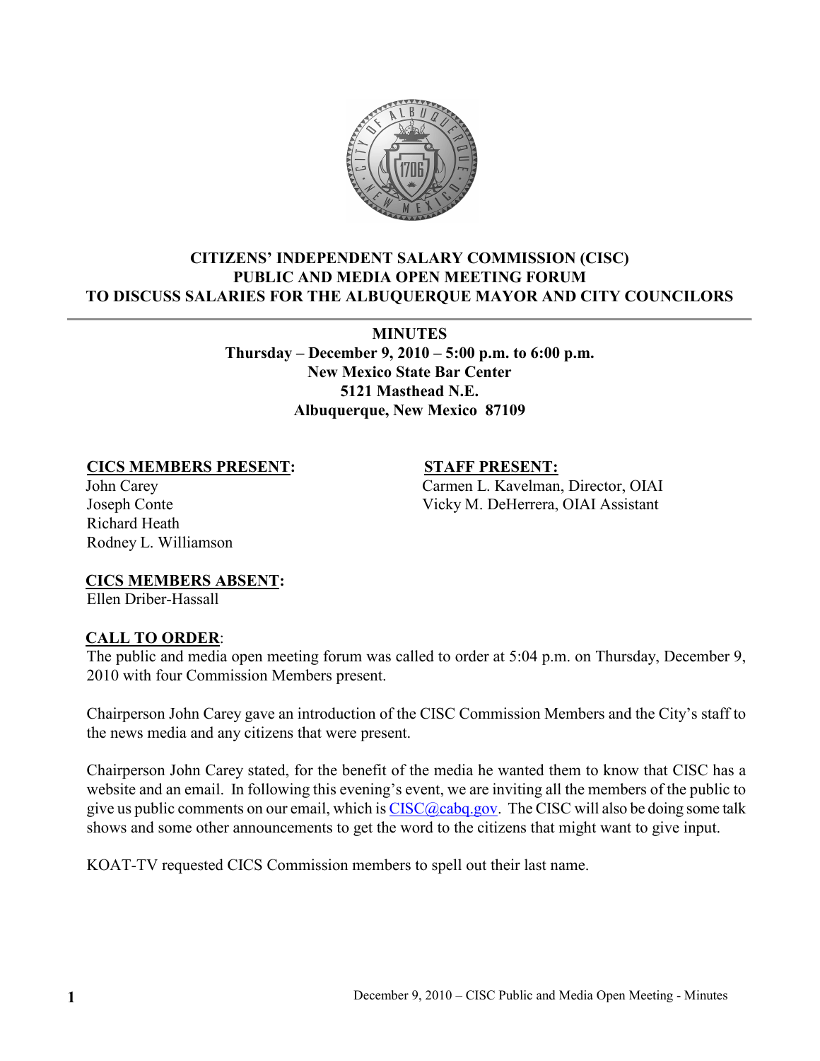# CITIZENS' INDEPENDENT SALARY COMMISSION (CISC)
# PUBLIC AND MEDIA OPEN MEETING FORUM
# TO DISCUSS SALARIES FOR THE ALBUQUERQUE MAYOR AND CITY COUNCILORS

**MINUTES**
**Thursday – December 9, 2010 – 5:00 p.m. to 6:00 p.m.**
**New Mexico State Bar Center**
**5121 Masthead N.E.**
**Albuquerque, New Mexico 87109**

**CICS MEMBERS PRESENT:**
John Carey
Joseph Conte
Richard Heath
Rodney L. Williamson

**STAFF PRESENT:**
Carmen L. Kavelman, Director, OIAI
Vicky M. DeHerrera, OIAI Assistant

**CICS MEMBERS ABSENT:**
Ellen Driber-Hassall

**CALL TO ORDER**:
The public and media open meeting forum was called to order at 5:04 p.m. on Thursday, December 9, 2010 with four Commission Members present.

Chairperson John Carey gave an introduction of the CISC Commission Members and the City's staff to the news media and any citizens that were present.

Chairperson John Carey stated, for the benefit of the media he wanted them to know that CISC has a website and an email. In following this evening's event, we are inviting all the members of the public to give us public comments on our email, which is CISC@cabq.gov. The CISC will also be doing some talk shows and some other announcements to get the word to the citizens that might want to give input.

KOAT-TV requested CICS Commission members to spell out their last name.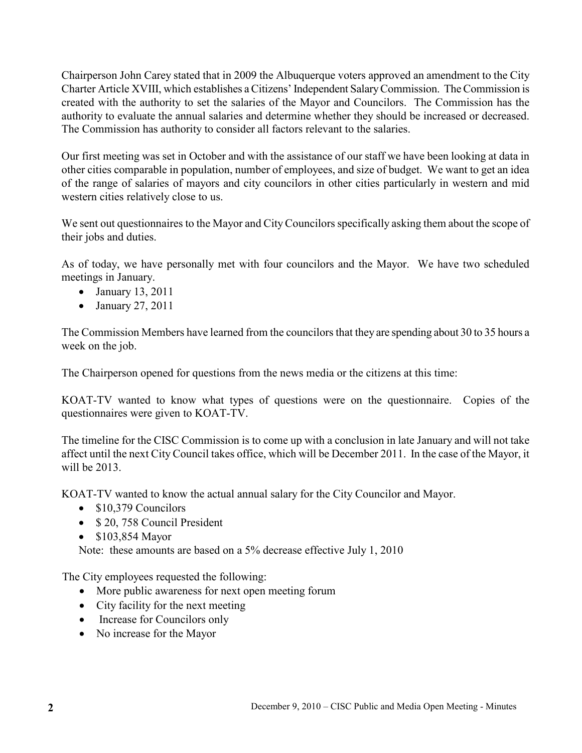Chairperson John Carey stated that in 2009 the Albuquerque voters approved an amendment to the City Charter Article XVIII, which establishes a Citizens' Independent Salary Commission. The Commission is created with the authority to set the salaries of the Mayor and Councilors. The Commission has the authority to evaluate the annual salaries and determine whether they should be increased or decreased. The Commission has authority to consider all factors relevant to the salaries.

Our first meeting was set in October and with the assistance of our staff we have been looking at data in other cities comparable in population, number of employees, and size of budget. We want to get an idea of the range of salaries of mayors and city councilors in other cities particularly in western and mid western cities relatively close to us.

We sent out questionnaires to the Mayor and City Councilors specifically asking them about the scope of their jobs and duties.

As of today, we have personally met with four councilors and the Mayor. We have two scheduled meetings in January.

- January 13, 2011
- January 27, 2011

The Commission Members have learned from the councilors that they are spending about 30 to 35 hours a week on the job.

The Chairperson opened for questions from the news media or the citizens at this time:

KOAT-TV wanted to know what types of questions were on the questionnaire. Copies of the questionnaires were given to KOAT-TV.

The timeline for the CISC Commission is to come up with a conclusion in late January and will not take affect until the next City Council takes office, which will be December 2011. In the case of the Mayor, it will be 2013.

KOAT-TV wanted to know the actual annual salary for the City Councilor and Mayor.

- $10,379 Councilors
- $ 20, 758 Council President
- $103,854 Mayor

Note: these amounts are based on a 5% decrease effective July 1, 2010

The City employees requested the following:

- More public awareness for next open meeting forum
- City facility for the next meeting
- Increase for Councilors only
- No increase for the Mayor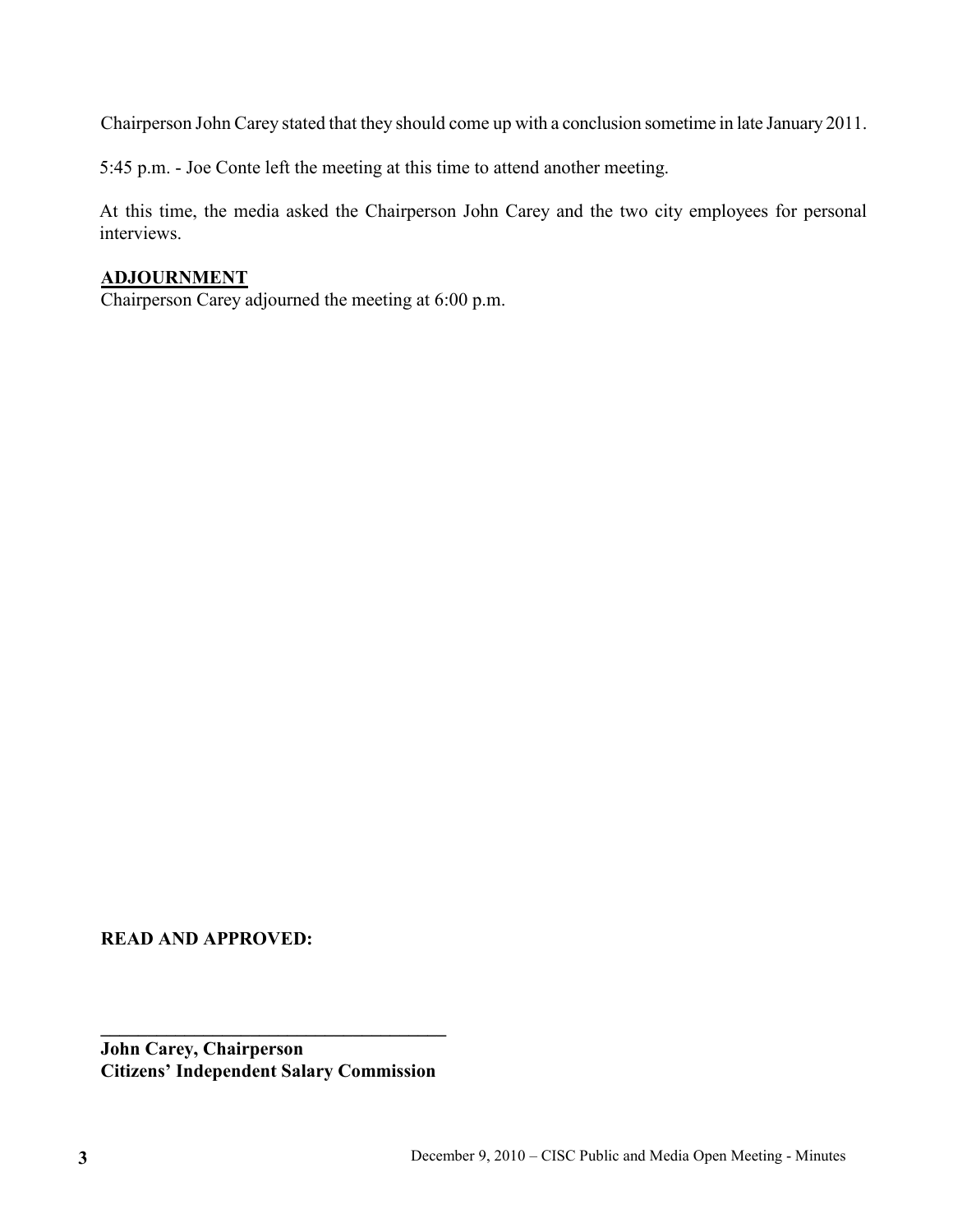Chairperson John Carey stated that they should come up with a conclusion sometime in late January 2011.

5:45 p.m. - Joe Conte left the meeting at this time to attend another meeting.

At this time, the media asked the Chairperson John Carey and the two city employees for personal interviews.

**ADJOURNMENT**

Chairperson Carey adjourned the meeting at 6:00 p.m.

**READ AND APPROVED:**

\_\_\_\_\_\_\_\_\_\_\_\_\_\_\_\_\_\_\_\_\_\_\_\_\_\_\_\_\_\_\_\_\_\_\_\_\_\_

**John Carey, Chairperson**
**Citizens' Independent Salary Commission**